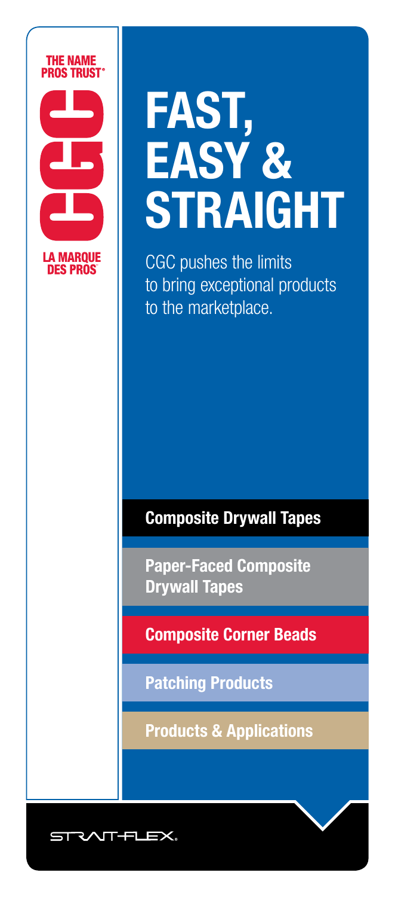THE NAME PROS TRUST®

CGC

LA MARQUE DES PROS™

# FAST, EASY & STRAIGHT

CGC pushes the limits to bring exceptional products to the marketplace.

**Composite Drywall Tapes**

**Paper-Faced Composite Drywall Tapes**

**Composite Corner Beads**

**Patching Products**

**Products & Applications**

STRAIT-FLEX®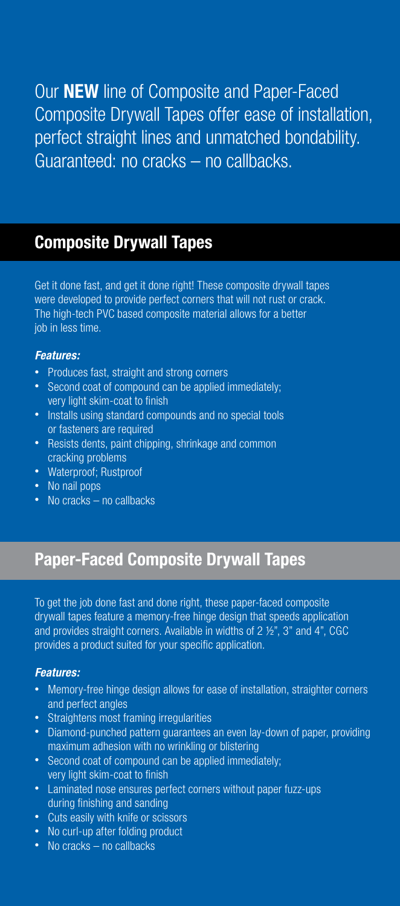Our **NEW** line of Composite and Paper-Faced Composite Drywall Tapes offer ease of installation, perfect straight lines and unmatched bondability. Guaranteed: no cracks – no callbacks.

## Composite Drywall Tapes

Get it done fast, and get it done right! These composite drywall tapes were developed to provide perfect corners that will not rust or crack. The high-tech PVC based composite material allows for a better job in less time.

***Features:***

- Produces fast, straight and strong corners
- Second coat of compound can be applied immediately; very light skim-coat to finish
- Installs using standard compounds and no special tools or fasteners are required
- Resists dents, paint chipping, shrinkage and common cracking problems
- Waterproof; Rustproof
- No nail pops
- No cracks – no callbacks

## Paper-Faced Composite Drywall Tapes

To get the job done fast and done right, these paper-faced composite drywall tapes feature a memory-free hinge design that speeds application and provides straight corners. Available in widths of 2 ½", 3" and 4", CGC provides a product suited for your specific application.

***Features:***

- Memory-free hinge design allows for ease of installation, straighter corners and perfect angles
- Straightens most framing irregularities
- Diamond-punched pattern guarantees an even lay-down of paper, providing maximum adhesion with no wrinkling or blistering
- Second coat of compound can be applied immediately; very light skim-coat to finish
- Laminated nose ensures perfect corners without paper fuzz-ups during finishing and sanding
- Cuts easily with knife or scissors
- No curl-up after folding product
- No cracks – no callbacks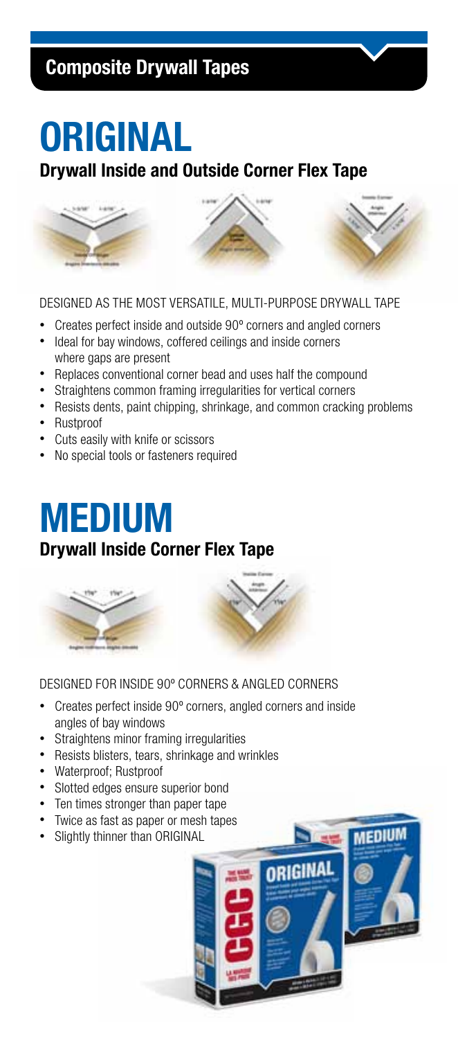## Composite Drywall Tapes

# ORIGINAL

### Drywall Inside and Outside Corner Flex Tape

DESIGNED AS THE MOST VERSATILE, MULTI-PURPOSE DRYWALL TAPE

- Creates perfect inside and outside 90º corners and angled corners
- Ideal for bay windows, coffered ceilings and inside corners where gaps are present
- Replaces conventional corner bead and uses half the compound
- Straightens common framing irregularities for vertical corners
- Resists dents, paint chipping, shrinkage, and common cracking problems
- Rustproof
- Cuts easily with knife or scissors
- No special tools or fasteners required

# MEDIUM

### Drywall Inside Corner Flex Tape

DESIGNED FOR INSIDE 90º CORNERS & ANGLED CORNERS

- Creates perfect inside 90º corners, angled corners and inside angles of bay windows
- Straightens minor framing irregularities
- Resists blisters, tears, shrinkage and wrinkles
- Waterproof; Rustproof
- Slotted edges ensure superior bond
- Ten times stronger than paper tape
- Twice as fast as paper or mesh tapes
- Slightly thinner than ORIGINAL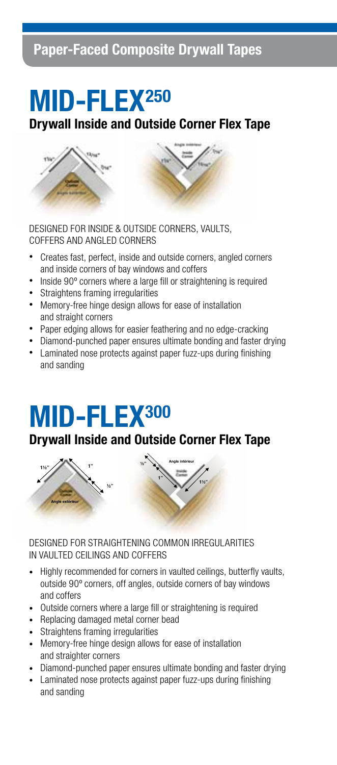## Paper-Faced Composite Drywall Tapes

# MID-FLEX250

### Drywall Inside and Outside Corner Flex Tape

DESIGNED FOR INSIDE & OUTSIDE CORNERS, VAULTS, COFFERS AND ANGLED CORNERS

- Creates fast, perfect, inside and outside corners, angled corners and inside corners of bay windows and coffers
- Inside 90º corners where a large fill or straightening is required
- Straightens framing irregularities
- Memory-free hinge design allows for ease of installation and straight corners
- Paper edging allows for easier feathering and no edge-cracking
- Diamond-punched paper ensures ultimate bonding and faster drying
- Laminated nose protects against paper fuzz-ups during finishing and sanding

# MID-FLEX300

### Drywall Inside and Outside Corner Flex Tape

DESIGNED FOR STRAIGHTENING COMMON IRREGULARITIES IN VAULTED CEILINGS AND COFFERS

- Highly recommended for corners in vaulted ceilings, butterfly vaults, outside 90º corners, off angles, outside corners of bay windows and coffers
- Outside corners where a large fill or straightening is required
- Replacing damaged metal corner bead
- Straightens framing irregularities
- Memory-free hinge design allows for ease of installation and straighter corners
- Diamond-punched paper ensures ultimate bonding and faster drying
- Laminated nose protects against paper fuzz-ups during finishing and sanding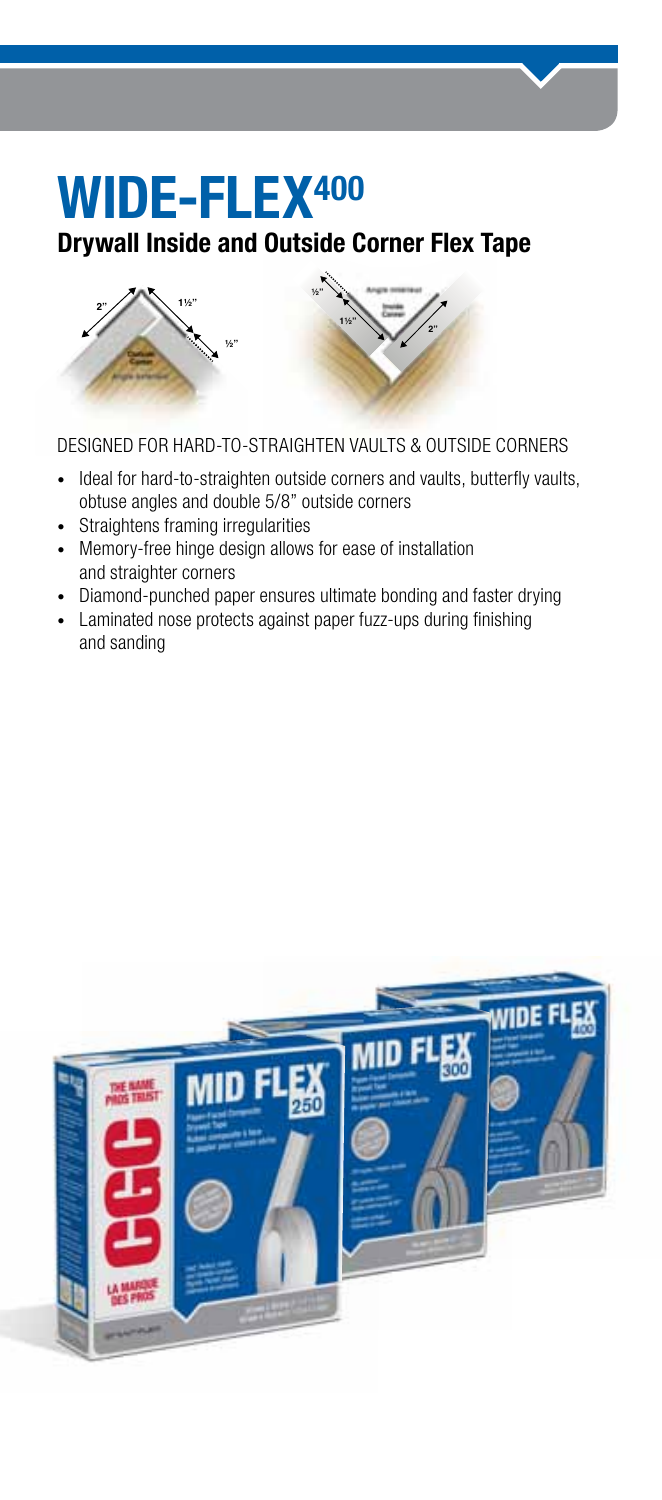# WIDE-FLEX400

## Drywall Inside and Outside Corner Flex Tape

2"
1½"
½"
Outside Corner
Angle extérieur

½"
Angle intérieur
Inside Corner
1½"
2"

DESIGNED FOR HARD-TO-STRAIGHTEN VAULTS & OUTSIDE CORNERS

- Ideal for hard-to-straighten outside corners and vaults, butterfly vaults, obtuse angles and double 5/8" outside corners
- Straightens framing irregularities
- Memory-free hinge design allows for ease of installation and straighter corners
- Diamond-punched paper ensures ultimate bonding and faster drying
- Laminated nose protects against paper fuzz-ups during finishing and sanding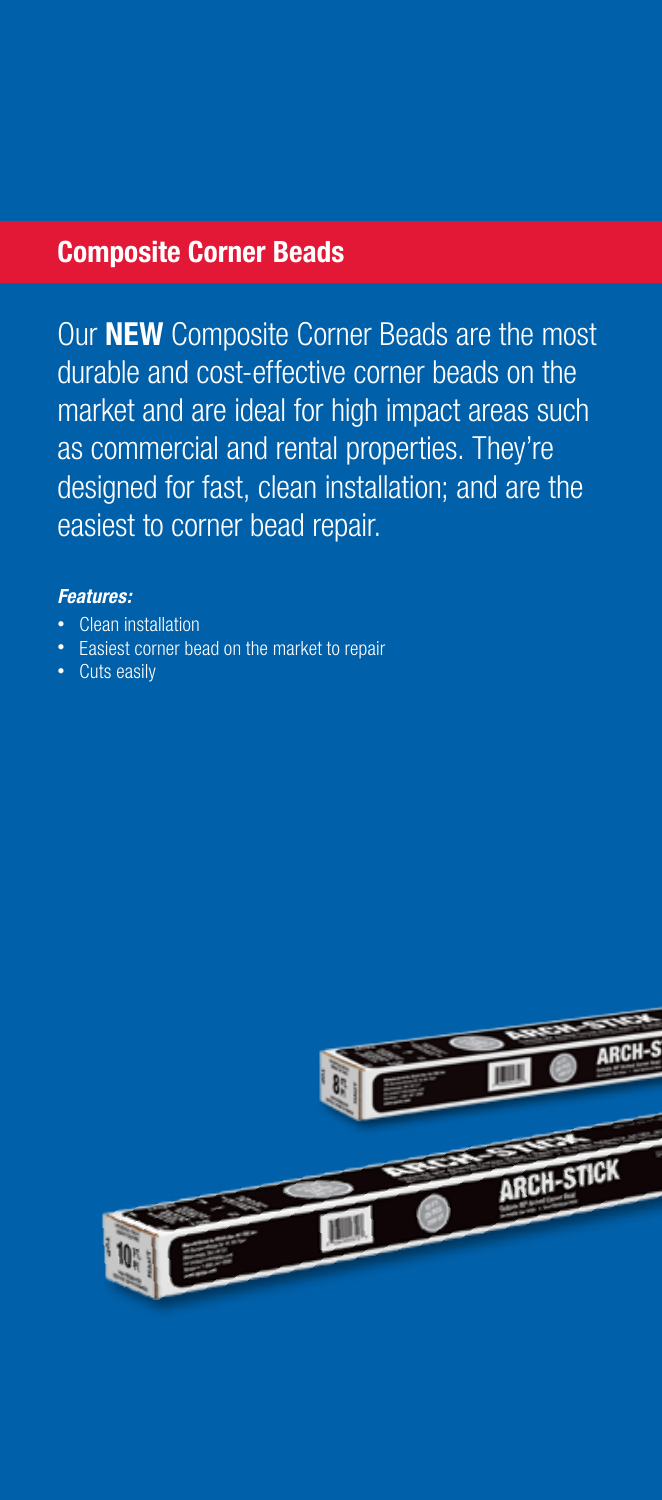## Composite Corner Beads

Our **NEW** Composite Corner Beads are the most durable and cost-effective corner beads on the market and are ideal for high impact areas such as commercial and rental properties. They're designed for fast, clean installation; and are the easiest to corner bead repair.

***Features:***

- Clean installation
- Easiest corner bead on the market to repair
- Cuts easily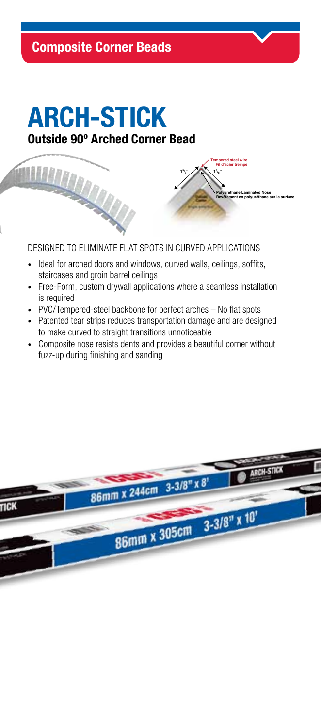## Composite Corner Beads

# ARCH-STICK

### Outside 90º Arched Corner Bead

DESIGNED TO ELIMINATE FLAT SPOTS IN CURVED APPLICATIONS

- Ideal for arched doors and windows, curved walls, ceilings, soffits, staircases and groin barrel ceilings
- Free-Form, custom drywall applications where a seamless installation is required
- PVC/Tempered-steel backbone for perfect arches – No flat spots
- Patented tear strips reduces transportation damage and are designed to make curved to straight transitions unnoticeable
- Composite nose resists dents and provides a beautiful corner without fuzz-up during finishing and sanding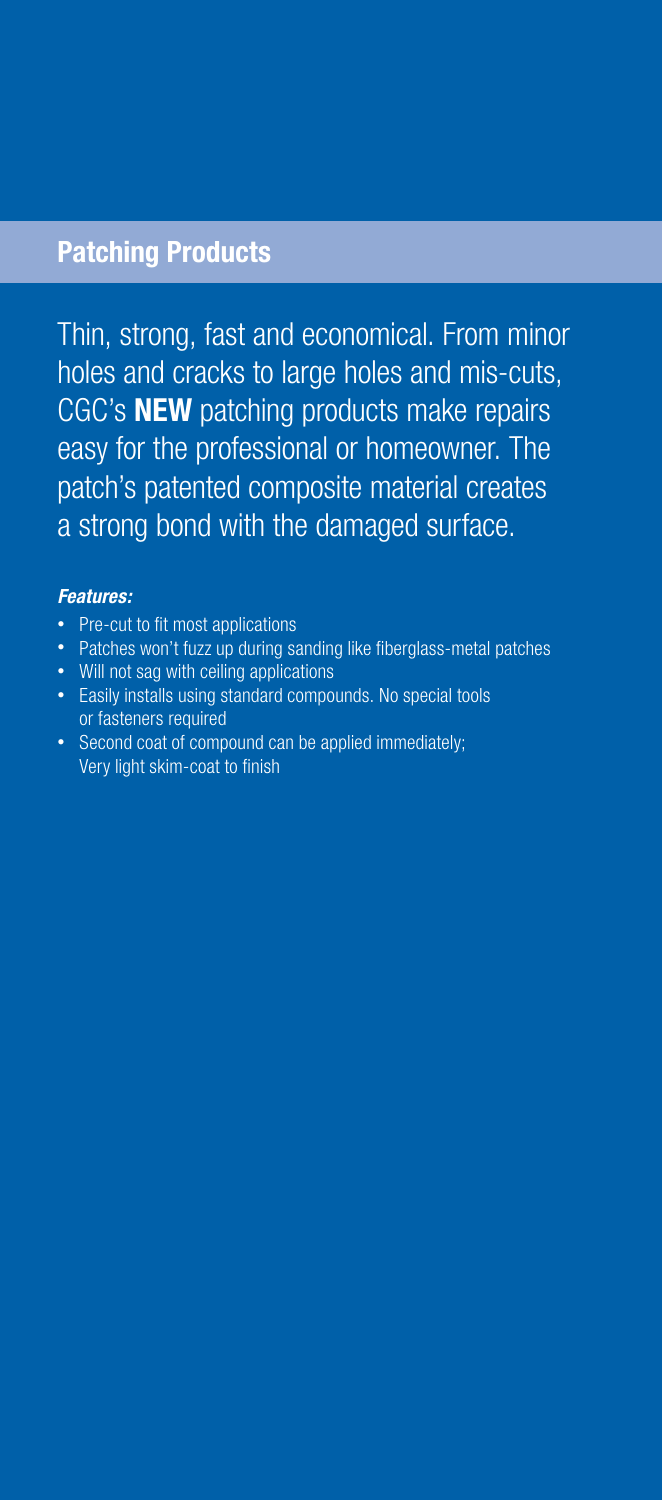## Patching Products

Thin, strong, fast and economical. From minor holes and cracks to large holes and mis-cuts, CGC's **NEW** patching products make repairs easy for the professional or homeowner. The patch's patented composite material creates a strong bond with the damaged surface.

***Features:***

- Pre-cut to fit most applications
- Patches won't fuzz up during sanding like fiberglass-metal patches
- Will not sag with ceiling applications
- Easily installs using standard compounds. No special tools or fasteners required
- Second coat of compound can be applied immediately; Very light skim-coat to finish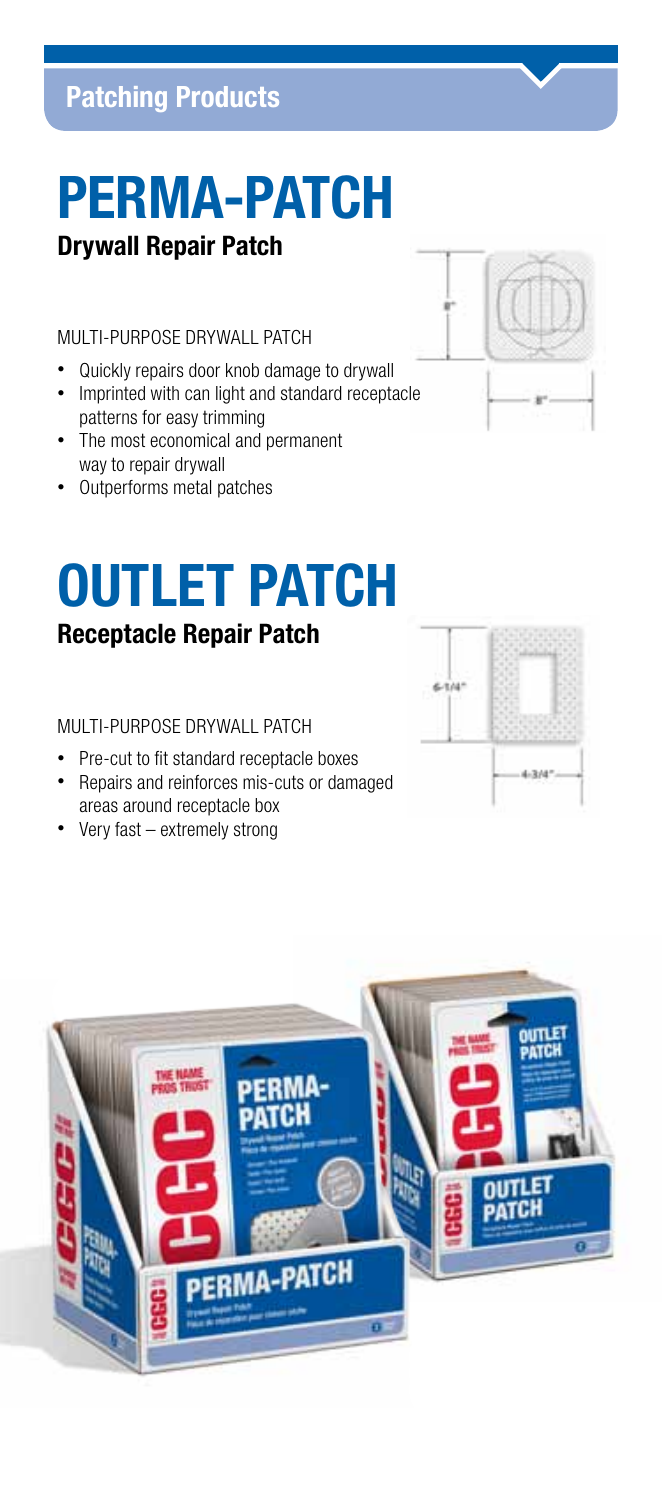## Patching Products

# PERMA-PATCH

### Drywall Repair Patch

MULTI-PURPOSE DRYWALL PATCH

- Quickly repairs door knob damage to drywall
- Imprinted with can light and standard receptacle patterns for easy trimming
- The most economical and permanent way to repair drywall
- Outperforms metal patches

8"

8"

# OUTLET PATCH

### Receptacle Repair Patch

MULTI-PURPOSE DRYWALL PATCH

- Pre-cut to fit standard receptacle boxes
- Repairs and reinforces mis-cuts or damaged areas around receptacle box
- Very fast – extremely strong

6-1/4"

4-3/4"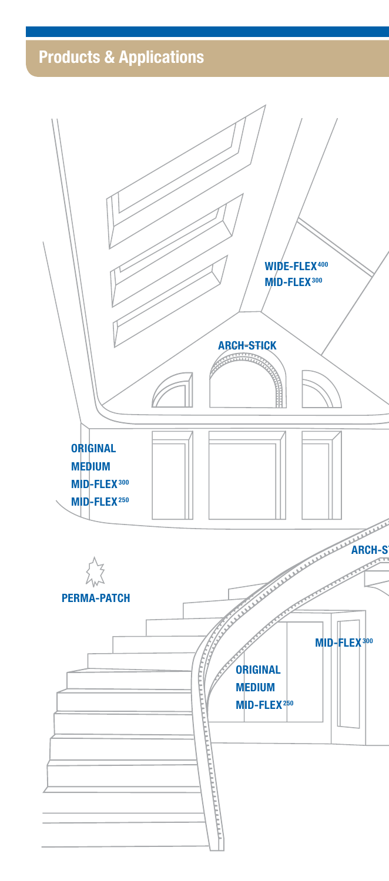## Products & Applications

WIDE-FLEX 400

MID-FLEX 300

ARCH-STICK

ORIGINAL

MEDIUM

MID-FLEX 300

MID-FLEX 250

ARCH-S

PERMA-PATCH

MID-FLEX 300

ORIGINAL

MEDIUM

MID-FLEX 250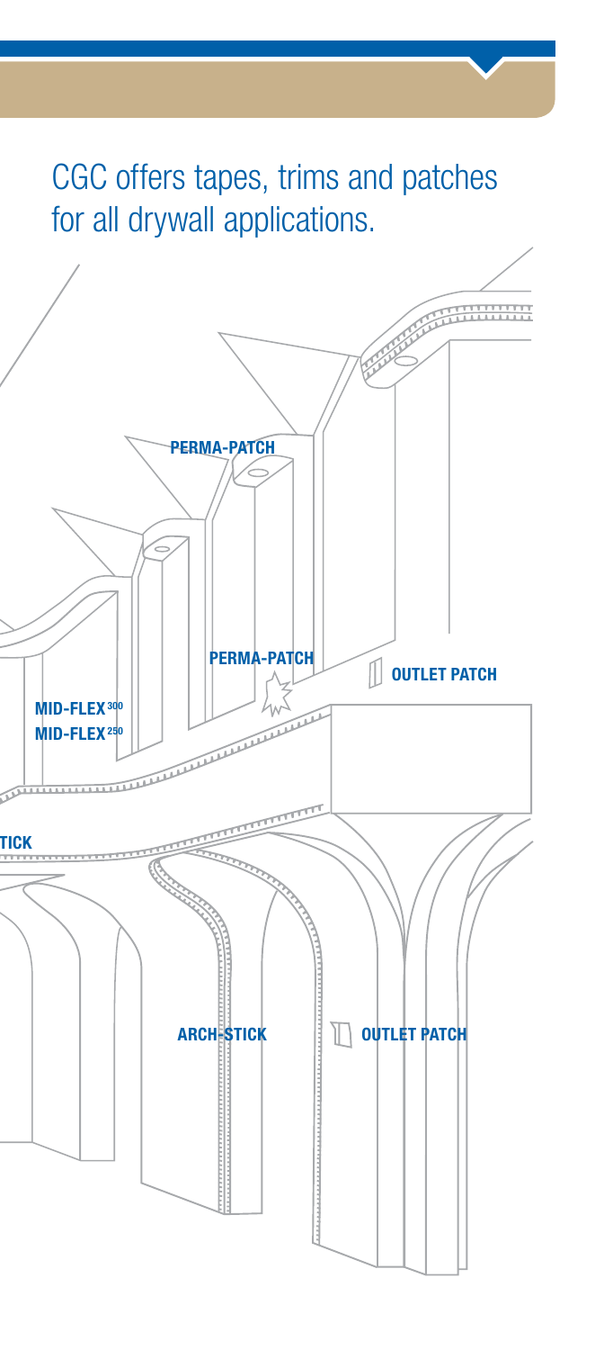# CGC offers tapes, trims and patches for all drywall applications.

PERMA-PATCH

PERMA-PATCH

OUTLET PATCH

MID-FLEX 300

MID-FLEX 250

TICK

ARCH-STICK

OUTLET PATCH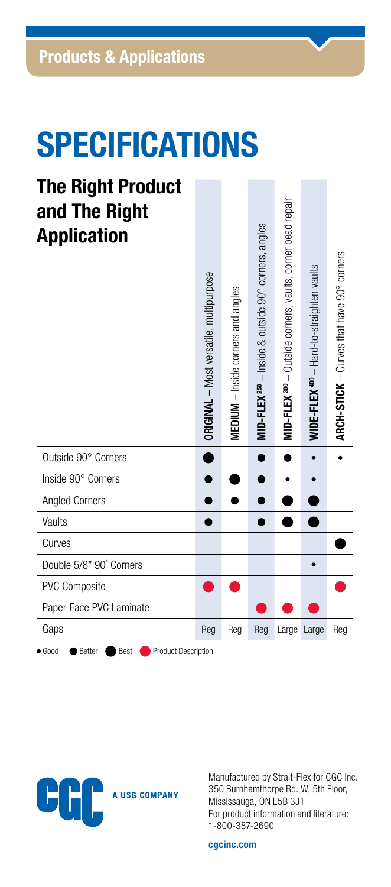## Products & Applications

# SPECIFICATIONS

## The Right Product and The Right Application

| | **ORIGINAL** – Most versatile, multipurpose | **MEDIUM** – Inside corners and angles | **MID-FLEX 250** – Inside & outside 90° corners, angles | **MID-FLEX 300** – Outside corners, vaults, corner bead repair | **WIDE-FLEX 400** – Hard-to-straighten vaults | **ARCH-STICK** – Curves that have 90° corners |
|---|---|---|---|---|---|---|
| Outside 90° Corners | Best | | Better | Better | Good | Good |
| Inside 90° Corners | Better | Best | Better | Good | Good | |
| Angled Corners | Better | Better | Better | Best | Best | |
| Vaults | Better | | Better | Best | Best | |
| Curves | | | | | | Best |
| Double 5/8" 90˚ Corners | | | | | Good | |
| PVC Composite | Product Description | Product Description | | | | Product Description |
| Paper-Face PVC Laminate | | | Product Description | Product Description | Product Description | |
| Gaps | Reg | Reg | Reg | Large | Large | Reg |

● Good ● Better ● Best ● Product Description

CGC A USG COMPANY

Manufactured by Strait-Flex for CGC Inc.
350 Burnhamthorpe Rd. W, 5th Floor,
Mississauga, ON L5B 3J1
For product information and literature:
1-800-387-2690

**cgcinc.com**